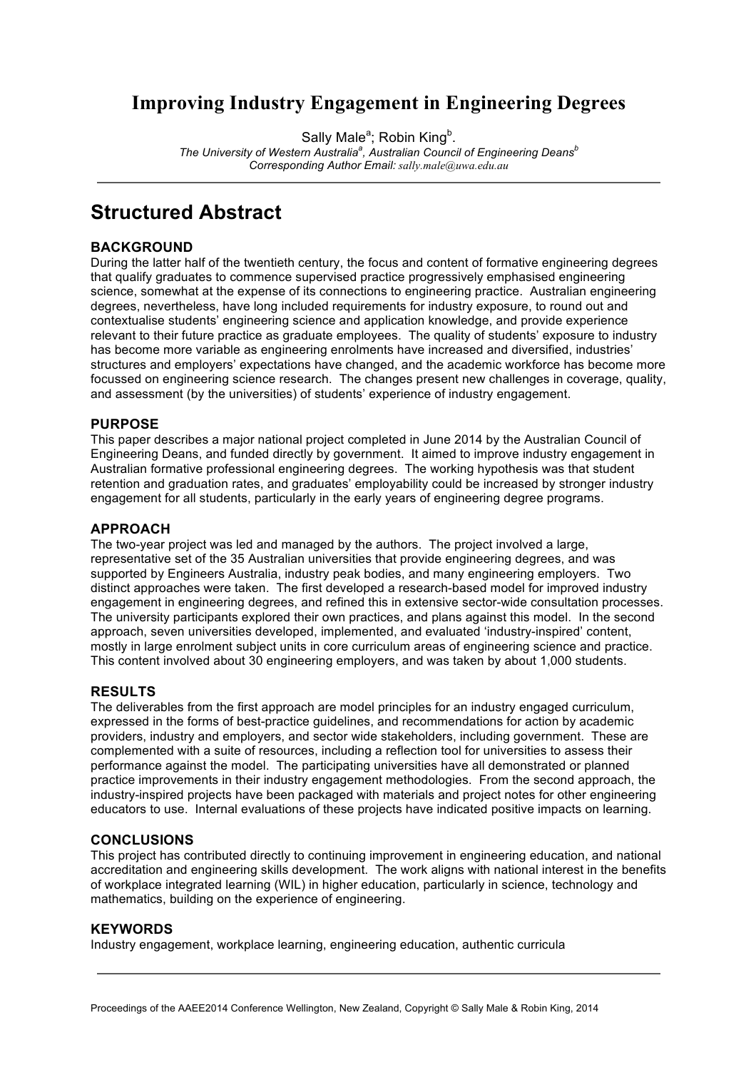# Improving Industry Engagement in Engineering Degrees

Sally Male[a]; Robin King[b].

*The University of Western Australia[a], Australian Council of Engineering Deans[b]*
*Corresponding Author Email: sally.male@uwa.edu.au*

## Structured Abstract

### BACKGROUND

During the latter half of the twentieth century, the focus and content of formative engineering degrees that qualify graduates to commence supervised practice progressively emphasised engineering science, somewhat at the expense of its connections to engineering practice. Australian engineering degrees, nevertheless, have long included requirements for industry exposure, to round out and contextualise students' engineering science and application knowledge, and provide experience relevant to their future practice as graduate employees. The quality of students' exposure to industry has become more variable as engineering enrolments have increased and diversified, industries' structures and employers' expectations have changed, and the academic workforce has become more focussed on engineering science research. The changes present new challenges in coverage, quality, and assessment (by the universities) of students' experience of industry engagement.

### PURPOSE

This paper describes a major national project completed in June 2014 by the Australian Council of Engineering Deans, and funded directly by government. It aimed to improve industry engagement in Australian formative professional engineering degrees. The working hypothesis was that student retention and graduation rates, and graduates' employability could be increased by stronger industry engagement for all students, particularly in the early years of engineering degree programs.

### APPROACH

The two-year project was led and managed by the authors. The project involved a large, representative set of the 35 Australian universities that provide engineering degrees, and was supported by Engineers Australia, industry peak bodies, and many engineering employers. Two distinct approaches were taken. The first developed a research-based model for improved industry engagement in engineering degrees, and refined this in extensive sector-wide consultation processes. The university participants explored their own practices, and plans against this model. In the second approach, seven universities developed, implemented, and evaluated 'industry-inspired' content, mostly in large enrolment subject units in core curriculum areas of engineering science and practice. This content involved about 30 engineering employers, and was taken by about 1,000 students.

### RESULTS

The deliverables from the first approach are model principles for an industry engaged curriculum, expressed in the forms of best-practice guidelines, and recommendations for action by academic providers, industry and employers, and sector wide stakeholders, including government. These are complemented with a suite of resources, including a reflection tool for universities to assess their performance against the model. The participating universities have all demonstrated or planned practice improvements in their industry engagement methodologies. From the second approach, the industry-inspired projects have been packaged with materials and project notes for other engineering educators to use. Internal evaluations of these projects have indicated positive impacts on learning.

### CONCLUSIONS

This project has contributed directly to continuing improvement in engineering education, and national accreditation and engineering skills development. The work aligns with national interest in the benefits of workplace integrated learning (WIL) in higher education, particularly in science, technology and mathematics, building on the experience of engineering.

### KEYWORDS

Industry engagement, workplace learning, engineering education, authentic curricula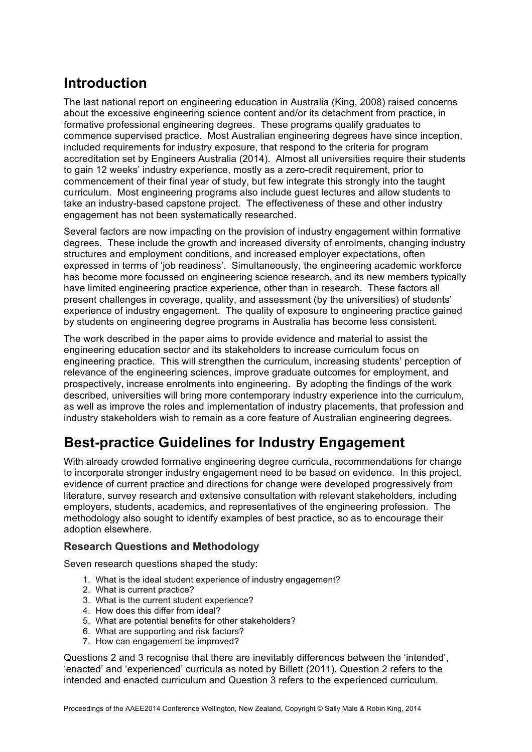## Introduction

The last national report on engineering education in Australia (King, 2008) raised concerns about the excessive engineering science content and/or its detachment from practice, in formative professional engineering degrees. These programs qualify graduates to commence supervised practice. Most Australian engineering degrees have since inception, included requirements for industry exposure, that respond to the criteria for program accreditation set by Engineers Australia (2014). Almost all universities require their students to gain 12 weeks' industry experience, mostly as a zero-credit requirement, prior to commencement of their final year of study, but few integrate this strongly into the taught curriculum. Most engineering programs also include guest lectures and allow students to take an industry-based capstone project. The effectiveness of these and other industry engagement has not been systematically researched.

Several factors are now impacting on the provision of industry engagement within formative degrees. These include the growth and increased diversity of enrolments, changing industry structures and employment conditions, and increased employer expectations, often expressed in terms of 'job readiness'. Simultaneously, the engineering academic workforce has become more focussed on engineering science research, and its new members typically have limited engineering practice experience, other than in research. These factors all present challenges in coverage, quality, and assessment (by the universities) of students' experience of industry engagement. The quality of exposure to engineering practice gained by students on engineering degree programs in Australia has become less consistent.

The work described in the paper aims to provide evidence and material to assist the engineering education sector and its stakeholders to increase curriculum focus on engineering practice. This will strengthen the curriculum, increasing students' perception of relevance of the engineering sciences, improve graduate outcomes for employment, and prospectively, increase enrolments into engineering. By adopting the findings of the work described, universities will bring more contemporary industry experience into the curriculum, as well as improve the roles and implementation of industry placements, that profession and industry stakeholders wish to remain as a core feature of Australian engineering degrees.

## Best-practice Guidelines for Industry Engagement

With already crowded formative engineering degree curricula, recommendations for change to incorporate stronger industry engagement need to be based on evidence. In this project, evidence of current practice and directions for change were developed progressively from literature, survey research and extensive consultation with relevant stakeholders, including employers, students, academics, and representatives of the engineering profession. The methodology also sought to identify examples of best practice, so as to encourage their adoption elsewhere.

### Research Questions and Methodology

Seven research questions shaped the study:

1. What is the ideal student experience of industry engagement?
2. What is current practice?
3. What is the current student experience?
4. How does this differ from ideal?
5. What are potential benefits for other stakeholders?
6. What are supporting and risk factors?
7. How can engagement be improved?

Questions 2 and 3 recognise that there are inevitably differences between the 'intended', 'enacted' and 'experienced' curricula as noted by Billett (2011). Question 2 refers to the intended and enacted curriculum and Question 3 refers to the experienced curriculum.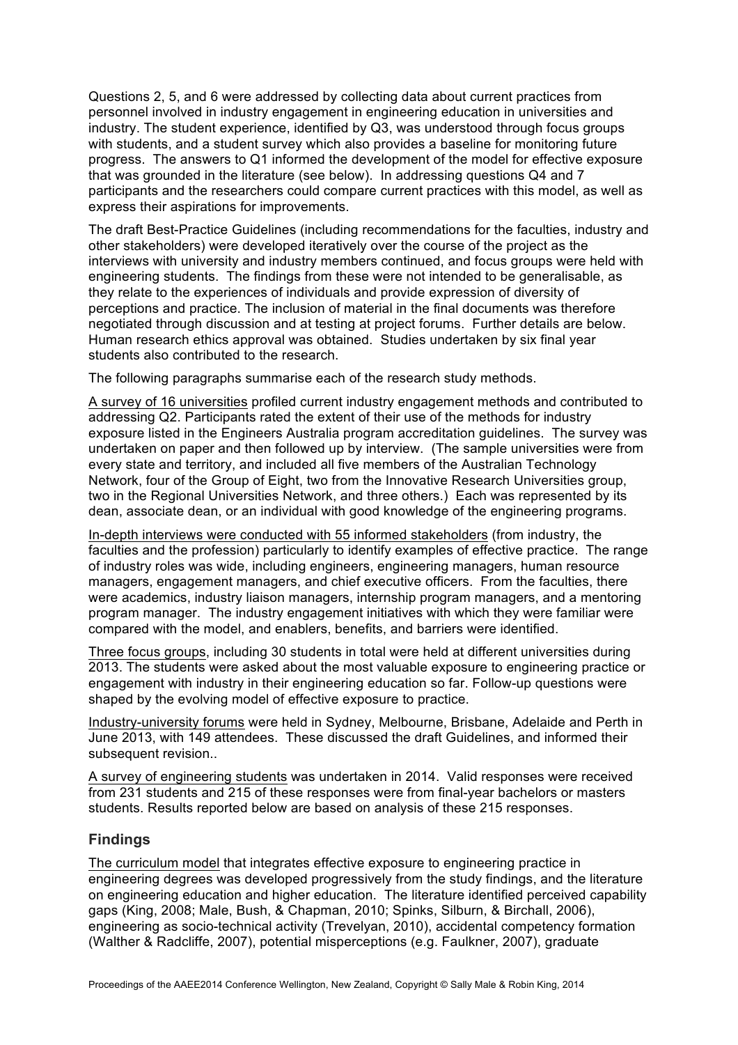Questions 2, 5, and 6 were addressed by collecting data about current practices from personnel involved in industry engagement in engineering education in universities and industry. The student experience, identified by Q3, was understood through focus groups with students, and a student survey which also provides a baseline for monitoring future progress. The answers to Q1 informed the development of the model for effective exposure that was grounded in the literature (see below). In addressing questions Q4 and 7 participants and the researchers could compare current practices with this model, as well as express their aspirations for improvements.

The draft Best-Practice Guidelines (including recommendations for the faculties, industry and other stakeholders) were developed iteratively over the course of the project as the interviews with university and industry members continued, and focus groups were held with engineering students. The findings from these were not intended to be generalisable, as they relate to the experiences of individuals and provide expression of diversity of perceptions and practice. The inclusion of material in the final documents was therefore negotiated through discussion and at testing at project forums. Further details are below. Human research ethics approval was obtained. Studies undertaken by six final year students also contributed to the research.

The following paragraphs summarise each of the research study methods.

A survey of 16 universities profiled current industry engagement methods and contributed to addressing Q2. Participants rated the extent of their use of the methods for industry exposure listed in the Engineers Australia program accreditation guidelines. The survey was undertaken on paper and then followed up by interview. (The sample universities were from every state and territory, and included all five members of the Australian Technology Network, four of the Group of Eight, two from the Innovative Research Universities group, two in the Regional Universities Network, and three others.) Each was represented by its dean, associate dean, or an individual with good knowledge of the engineering programs.

In-depth interviews were conducted with 55 informed stakeholders (from industry, the faculties and the profession) particularly to identify examples of effective practice. The range of industry roles was wide, including engineers, engineering managers, human resource managers, engagement managers, and chief executive officers. From the faculties, there were academics, industry liaison managers, internship program managers, and a mentoring program manager. The industry engagement initiatives with which they were familiar were compared with the model, and enablers, benefits, and barriers were identified.

Three focus groups, including 30 students in total were held at different universities during 2013. The students were asked about the most valuable exposure to engineering practice or engagement with industry in their engineering education so far. Follow-up questions were shaped by the evolving model of effective exposure to practice.

Industry-university forums were held in Sydney, Melbourne, Brisbane, Adelaide and Perth in June 2013, with 149 attendees. These discussed the draft Guidelines, and informed their subsequent revision..

A survey of engineering students was undertaken in 2014. Valid responses were received from 231 students and 215 of these responses were from final-year bachelors or masters students. Results reported below are based on analysis of these 215 responses.

## Findings

The curriculum model that integrates effective exposure to engineering practice in engineering degrees was developed progressively from the study findings, and the literature on engineering education and higher education. The literature identified perceived capability gaps (King, 2008; Male, Bush, & Chapman, 2010; Spinks, Silburn, & Birchall, 2006), engineering as socio-technical activity (Trevelyan, 2010), accidental competency formation (Walther & Radcliffe, 2007), potential misperceptions (e.g. Faulkner, 2007), graduate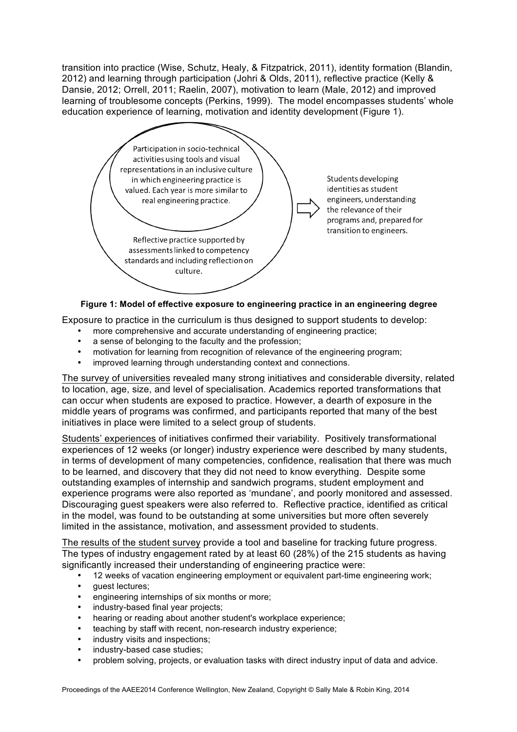transition into practice (Wise, Schutz, Healy, & Fitzpatrick, 2011), identity formation (Blandin, 2012) and learning through participation (Johri & Olds, 2011), reflective practice (Kelly & Dansie, 2012; Orrell, 2011; Raelin, 2007), motivation to learn (Male, 2012) and improved learning of troublesome concepts (Perkins, 1999). The model encompasses students' whole education experience of learning, motivation and identity development (Figure 1).

Participation in socio-technical activities using tools and visual representations in an inclusive culture in which engineering practice is valued. Each year is more similar to real engineering practice.

Reflective practice supported by assessments linked to competency standards and including reflection on culture.

⇨ Students developing identities as student engineers, understanding the relevance of their programs and, prepared for transition to engineers.

**Figure 1: Model of effective exposure to engineering practice in an engineering degree**

Exposure to practice in the curriculum is thus designed to support students to develop:

- more comprehensive and accurate understanding of engineering practice;
- a sense of belonging to the faculty and the profession;
- motivation for learning from recognition of relevance of the engineering program;
- improved learning through understanding context and connections.

The survey of universities revealed many strong initiatives and considerable diversity, related to location, age, size, and level of specialisation. Academics reported transformations that can occur when students are exposed to practice. However, a dearth of exposure in the middle years of programs was confirmed, and participants reported that many of the best initiatives in place were limited to a select group of students.

Students' experiences of initiatives confirmed their variability. Positively transformational experiences of 12 weeks (or longer) industry experience were described by many students, in terms of development of many competencies, confidence, realisation that there was much to be learned, and discovery that they did not need to know everything. Despite some outstanding examples of internship and sandwich programs, student employment and experience programs were also reported as 'mundane', and poorly monitored and assessed. Discouraging guest speakers were also referred to. Reflective practice, identified as critical in the model, was found to be outstanding at some universities but more often severely limited in the assistance, motivation, and assessment provided to students.

The results of the student survey provide a tool and baseline for tracking future progress. The types of industry engagement rated by at least 60 (28%) of the 215 students as having significantly increased their understanding of engineering practice were:

- 12 weeks of vacation engineering employment or equivalent part-time engineering work;
- guest lectures;
- engineering internships of six months or more;
- industry-based final year projects;
- hearing or reading about another student's workplace experience;
- teaching by staff with recent, non-research industry experience;
- industry visits and inspections;
- industry-based case studies;
- problem solving, projects, or evaluation tasks with direct industry input of data and advice.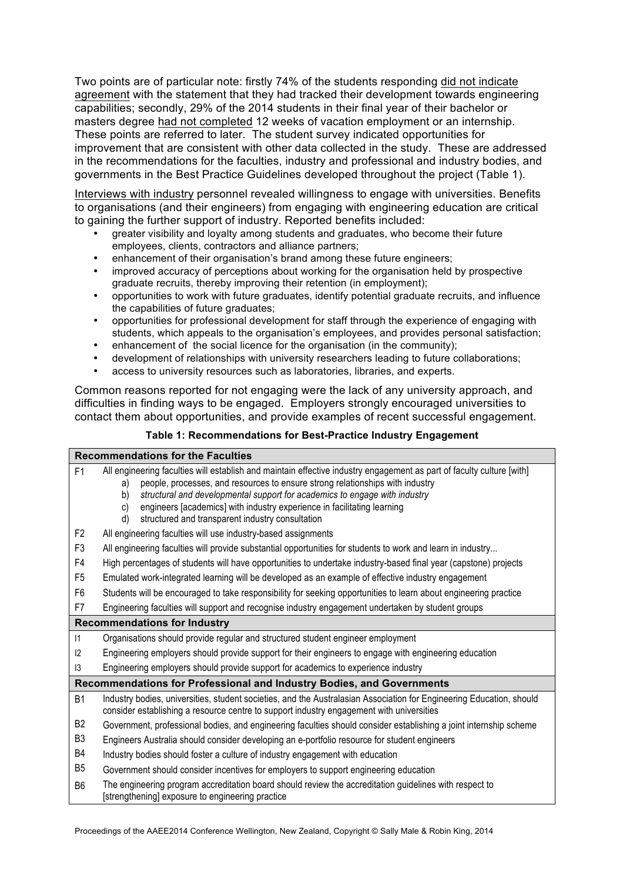Two points are of particular note: firstly 74% of the students responding did not indicate agreement with the statement that they had tracked their development towards engineering capabilities; secondly, 29% of the 2014 students in their final year of their bachelor or masters degree had not completed 12 weeks of vacation employment or an internship. These points are referred to later. The student survey indicated opportunities for improvement that are consistent with other data collected in the study. These are addressed in the recommendations for the faculties, industry and professional and industry bodies, and governments in the Best Practice Guidelines developed throughout the project (Table 1).

Interviews with industry personnel revealed willingness to engage with universities. Benefits to organisations (and their engineers) from engaging with engineering education are critical to gaining the further support of industry. Reported benefits included:

- greater visibility and loyalty among students and graduates, who become their future employees, clients, contractors and alliance partners;
- enhancement of their organisation's brand among these future engineers;
- improved accuracy of perceptions about working for the organisation held by prospective graduate recruits, thereby improving their retention (in employment);
- opportunities to work with future graduates, identify potential graduate recruits, and influence the capabilities of future graduates;
- opportunities for professional development for staff through the experience of engaging with students, which appeals to the organisation's employees, and provides personal satisfaction;
- enhancement of the social licence for the organisation (in the community);
- development of relationships with university researchers leading to future collaborations;
- access to university resources such as laboratories, libraries, and experts.

Common reasons reported for not engaging were the lack of any university approach, and difficulties in finding ways to be engaged. Employers strongly encouraged universities to contact them about opportunities, and provide examples of recent successful engagement.

**Table 1: Recommendations for Best-Practice Industry Engagement**

| | |
|---|---|
| **Recommendations for the Faculties** | |
| F1 | All engineering faculties will establish and maintain effective industry engagement as part of faculty culture [with] a) people, processes, and resources to ensure strong relationships with industry b) *structural and developmental support for academics to engage with industry* c) engineers [academics] with industry experience in facilitating learning d) structured and transparent industry consultation |
| F2 | All engineering faculties will use industry-based assignments |
| F3 | All engineering faculties will provide substantial opportunities for students to work and learn in industry... |
| F4 | High percentages of students will have opportunities to undertake industry-based final year (capstone) projects |
| F5 | Emulated work-integrated learning will be developed as an example of effective industry engagement |
| F6 | Students will be encouraged to take responsibility for seeking opportunities to learn about engineering practice |
| F7 | Engineering faculties will support and recognise industry engagement undertaken by student groups |
| **Recommendations for Industry** | |
| I1 | Organisations should provide regular and structured student engineer employment |
| I2 | Engineering employers should provide support for their engineers to engage with engineering education |
| I3 | Engineering employers should provide support for academics to experience industry |
| **Recommendations for Professional and Industry Bodies, and Governments** | |
| B1 | Industry bodies, universities, student societies, and the Australasian Association for Engineering Education, should consider establishing a resource centre to support industry engagement with universities |
| B2 | Government, professional bodies, and engineering faculties should consider establishing a joint internship scheme |
| B3 | Engineers Australia should consider developing an e-portfolio resource for student engineers |
| B4 | Industry bodies should foster a culture of industry engagement with education |
| B5 | Government should consider incentives for employers to support engineering education |
| B6 | The engineering program accreditation board should review the accreditation guidelines with respect to [strengthening] exposure to engineering practice |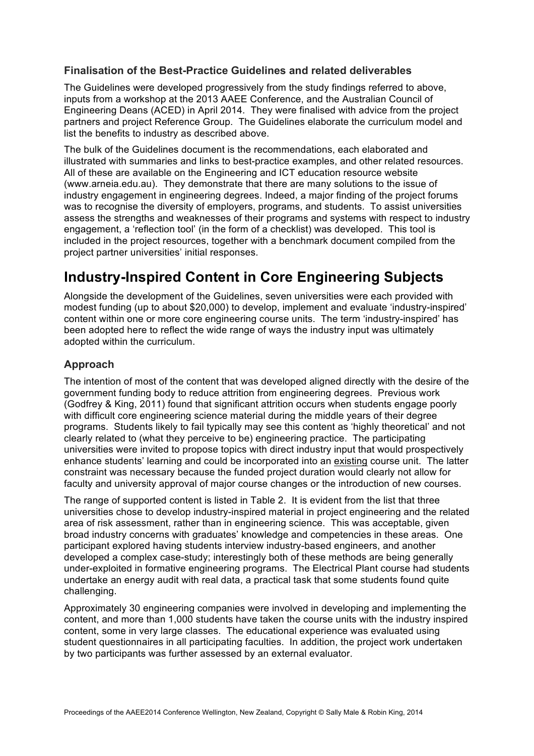### Finalisation of the Best-Practice Guidelines and related deliverables

The Guidelines were developed progressively from the study findings referred to above, inputs from a workshop at the 2013 AAEE Conference, and the Australian Council of Engineering Deans (ACED) in April 2014. They were finalised with advice from the project partners and project Reference Group. The Guidelines elaborate the curriculum model and list the benefits to industry as described above.

The bulk of the Guidelines document is the recommendations, each elaborated and illustrated with summaries and links to best-practice examples, and other related resources. All of these are available on the Engineering and ICT education resource website (www.arneia.edu.au). They demonstrate that there are many solutions to the issue of industry engagement in engineering degrees. Indeed, a major finding of the project forums was to recognise the diversity of employers, programs, and students. To assist universities assess the strengths and weaknesses of their programs and systems with respect to industry engagement, a 'reflection tool' (in the form of a checklist) was developed. This tool is included in the project resources, together with a benchmark document compiled from the project partner universities' initial responses.

# Industry-Inspired Content in Core Engineering Subjects

Alongside the development of the Guidelines, seven universities were each provided with modest funding (up to about $20,000) to develop, implement and evaluate 'industry-inspired' content within one or more core engineering course units. The term 'industry-inspired' has been adopted here to reflect the wide range of ways the industry input was ultimately adopted within the curriculum.

## Approach

The intention of most of the content that was developed aligned directly with the desire of the government funding body to reduce attrition from engineering degrees. Previous work (Godfrey & King, 2011) found that significant attrition occurs when students engage poorly with difficult core engineering science material during the middle years of their degree programs. Students likely to fail typically may see this content as 'highly theoretical' and not clearly related to (what they perceive to be) engineering practice. The participating universities were invited to propose topics with direct industry input that would prospectively enhance students' learning and could be incorporated into an existing course unit. The latter constraint was necessary because the funded project duration would clearly not allow for faculty and university approval of major course changes or the introduction of new courses.

The range of supported content is listed in Table 2. It is evident from the list that three universities chose to develop industry-inspired material in project engineering and the related area of risk assessment, rather than in engineering science. This was acceptable, given broad industry concerns with graduates' knowledge and competencies in these areas. One participant explored having students interview industry-based engineers, and another developed a complex case-study; interestingly both of these methods are being generally under-exploited in formative engineering programs. The Electrical Plant course had students undertake an energy audit with real data, a practical task that some students found quite challenging.

Approximately 30 engineering companies were involved in developing and implementing the content, and more than 1,000 students have taken the course units with the industry inspired content, some in very large classes. The educational experience was evaluated using student questionnaires in all participating faculties. In addition, the project work undertaken by two participants was further assessed by an external evaluator.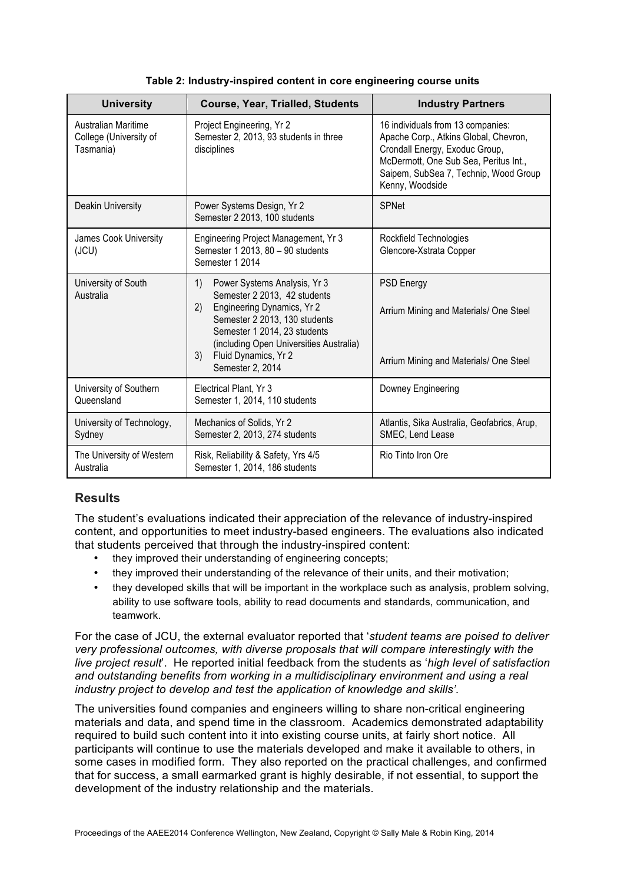**Table 2: Industry-inspired content in core engineering course units**

| University | Course, Year, Trialled, Students | Industry Partners |
|---|---|---|
| Australian Maritime College (University of Tasmania) | Project Engineering, Yr 2<br>Semester 2, 2013, 93 students in three disciplines | 16 individuals from 13 companies: Apache Corp., Atkins Global, Chevron, Crondall Energy, Exoduc Group, McDermott, One Sub Sea, Peritus Int., Saipem, SubSea 7, Technip, Wood Group Kenny, Woodside |
| Deakin University | Power Systems Design, Yr 2<br>Semester 2 2013, 100 students | SPNet |
| James Cook University (JCU) | Engineering Project Management, Yr 3<br>Semester 1 2013, 80 – 90 students<br>Semester 1 2014 | Rockfield Technologies<br>Glencore-Xstrata Copper |
| University of South Australia | 1) Power Systems Analysis, Yr 3<br>Semester 2 2013, 42 students<br>2) Engineering Dynamics, Yr 2<br>Semester 2 2013, 130 students<br>Semester 1 2014, 23 students (including Open Universities Australia)<br>3) Fluid Dynamics, Yr 2<br>Semester 2, 2014 | PSD Energy<br><br>Arrium Mining and Materials/ One Steel<br><br>Arrium Mining and Materials/ One Steel |
| University of Southern Queensland | Electrical Plant, Yr 3<br>Semester 1, 2014, 110 students | Downey Engineering |
| University of Technology, Sydney | Mechanics of Solids, Yr 2<br>Semester 2, 2013, 274 students | Atlantis, Sika Australia, Geofabrics, Arup, SMEC, Lend Lease |
| The University of Western Australia | Risk, Reliability & Safety, Yrs 4/5<br>Semester 1, 2014, 186 students | Rio Tinto Iron Ore |

## Results

The student's evaluations indicated their appreciation of the relevance of industry-inspired content, and opportunities to meet industry-based engineers. The evaluations also indicated that students perceived that through the industry-inspired content:

- they improved their understanding of engineering concepts;
- they improved their understanding of the relevance of their units, and their motivation;
- they developed skills that will be important in the workplace such as analysis, problem solving, ability to use software tools, ability to read documents and standards, communication, and teamwork.

For the case of JCU, the external evaluator reported that '*student teams are poised to deliver very professional outcomes, with diverse proposals that will compare interestingly with the live project result*'. He reported initial feedback from the students as '*high level of satisfaction and outstanding benefits from working in a multidisciplinary environment and using a real industry project to develop and test the application of knowledge and skills'.*

The universities found companies and engineers willing to share non-critical engineering materials and data, and spend time in the classroom. Academics demonstrated adaptability required to build such content into it into existing course units, at fairly short notice. All participants will continue to use the materials developed and make it available to others, in some cases in modified form. They also reported on the practical challenges, and confirmed that for success, a small earmarked grant is highly desirable, if not essential, to support the development of the industry relationship and the materials.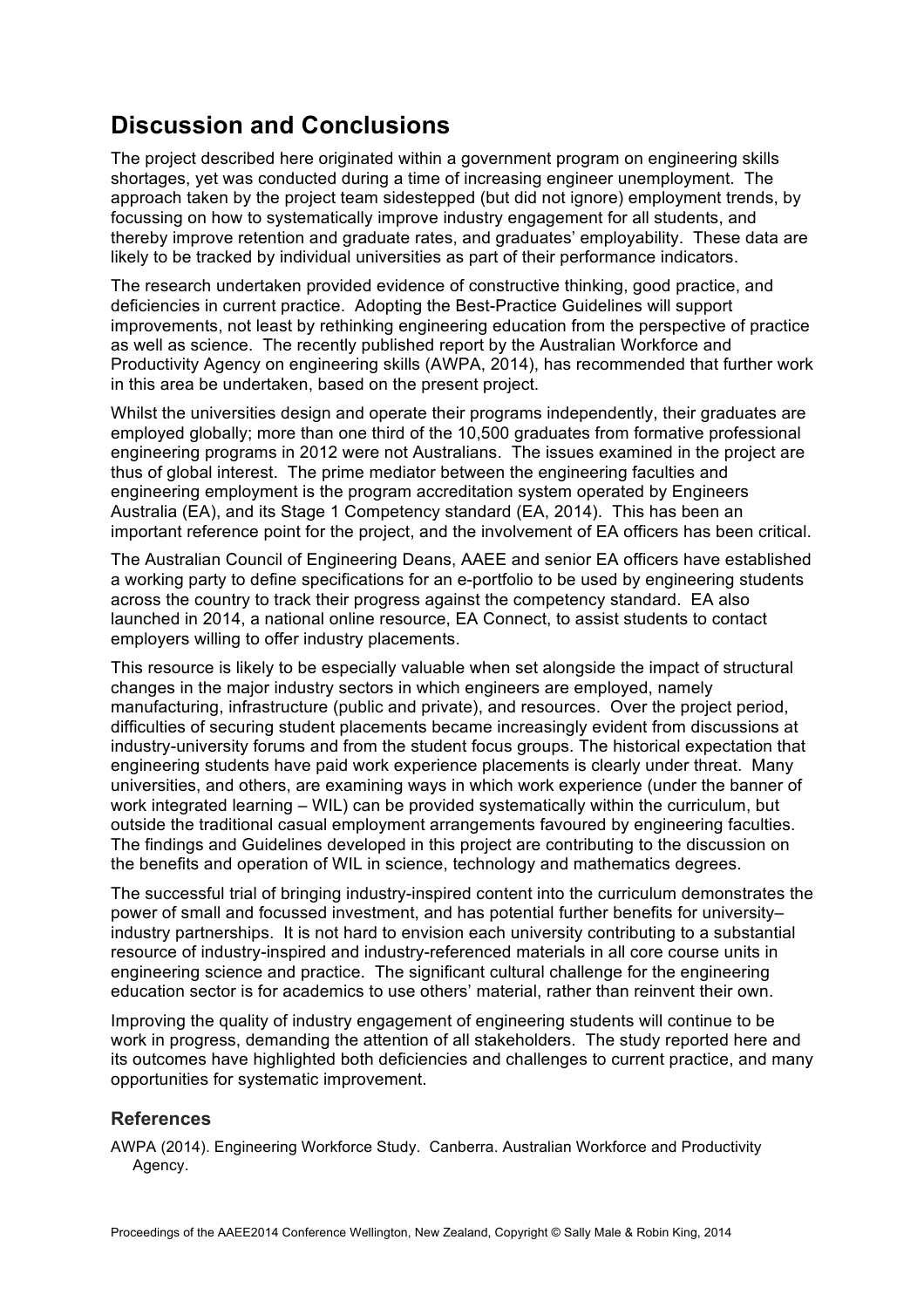## Discussion and Conclusions

The project described here originated within a government program on engineering skills shortages, yet was conducted during a time of increasing engineer unemployment. The approach taken by the project team sidestepped (but did not ignore) employment trends, by focussing on how to systematically improve industry engagement for all students, and thereby improve retention and graduate rates, and graduates' employability. These data are likely to be tracked by individual universities as part of their performance indicators.

The research undertaken provided evidence of constructive thinking, good practice, and deficiencies in current practice. Adopting the Best-Practice Guidelines will support improvements, not least by rethinking engineering education from the perspective of practice as well as science. The recently published report by the Australian Workforce and Productivity Agency on engineering skills (AWPA, 2014), has recommended that further work in this area be undertaken, based on the present project.

Whilst the universities design and operate their programs independently, their graduates are employed globally; more than one third of the 10,500 graduates from formative professional engineering programs in 2012 were not Australians. The issues examined in the project are thus of global interest. The prime mediator between the engineering faculties and engineering employment is the program accreditation system operated by Engineers Australia (EA), and its Stage 1 Competency standard (EA, 2014). This has been an important reference point for the project, and the involvement of EA officers has been critical.

The Australian Council of Engineering Deans, AAEE and senior EA officers have established a working party to define specifications for an e-portfolio to be used by engineering students across the country to track their progress against the competency standard. EA also launched in 2014, a national online resource, EA Connect, to assist students to contact employers willing to offer industry placements.

This resource is likely to be especially valuable when set alongside the impact of structural changes in the major industry sectors in which engineers are employed, namely manufacturing, infrastructure (public and private), and resources. Over the project period, difficulties of securing student placements became increasingly evident from discussions at industry-university forums and from the student focus groups. The historical expectation that engineering students have paid work experience placements is clearly under threat. Many universities, and others, are examining ways in which work experience (under the banner of work integrated learning – WIL) can be provided systematically within the curriculum, but outside the traditional casual employment arrangements favoured by engineering faculties. The findings and Guidelines developed in this project are contributing to the discussion on the benefits and operation of WIL in science, technology and mathematics degrees.

The successful trial of bringing industry-inspired content into the curriculum demonstrates the power of small and focussed investment, and has potential further benefits for university–industry partnerships. It is not hard to envision each university contributing to a substantial resource of industry-inspired and industry-referenced materials in all core course units in engineering science and practice. The significant cultural challenge for the engineering education sector is for academics to use others' material, rather than reinvent their own.

Improving the quality of industry engagement of engineering students will continue to be work in progress, demanding the attention of all stakeholders. The study reported here and its outcomes have highlighted both deficiencies and challenges to current practice, and many opportunities for systematic improvement.

### References

AWPA (2014). Engineering Workforce Study. Canberra. Australian Workforce and Productivity Agency.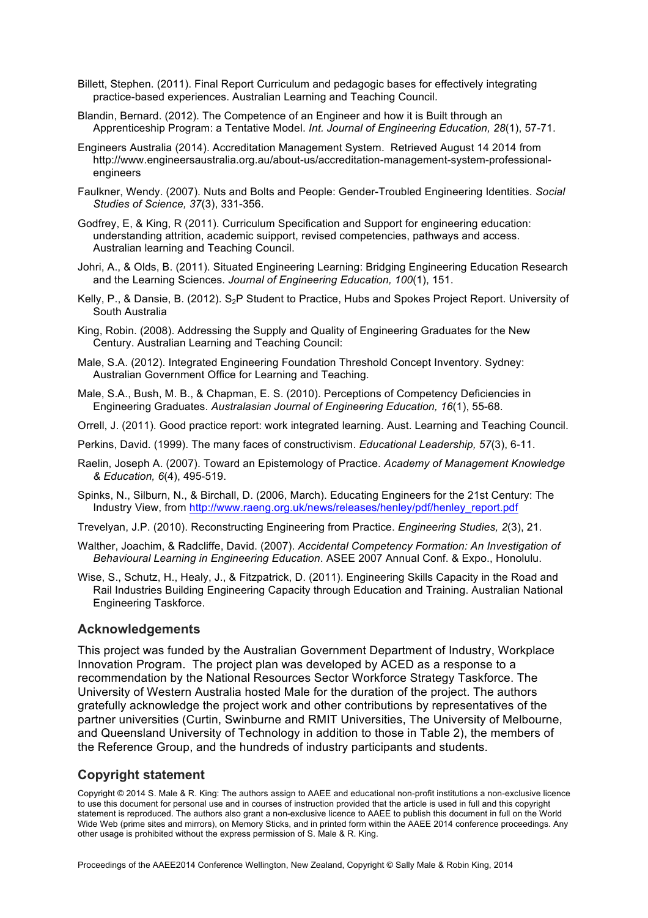Billett, Stephen. (2011). Final Report Curriculum and pedagogic bases for effectively integrating practice-based experiences. Australian Learning and Teaching Council.

Blandin, Bernard. (2012). The Competence of an Engineer and how it is Built through an Apprenticeship Program: a Tentative Model. *Int. Journal of Engineering Education, 28*(1), 57-71.

Engineers Australia (2014). Accreditation Management System. Retrieved August 14 2014 from http://www.engineersaustralia.org.au/about-us/accreditation-management-system-professional-engineers

Faulkner, Wendy. (2007). Nuts and Bolts and People: Gender-Troubled Engineering Identities. *Social Studies of Science, 37*(3), 331-356.

Godfrey, E, & King, R (2011). Curriculum Specification and Support for engineering education: understanding attrition, academic suipport, revised competencies, pathways and access. Australian learning and Teaching Council.

Johri, A., & Olds, B. (2011). Situated Engineering Learning: Bridging Engineering Education Research and the Learning Sciences. *Journal of Engineering Education, 100*(1), 151.

Kelly, P., & Dansie, B. (2012). $S_2P$ Student to Practice, Hubs and Spokes Project Report. University of South Australia

King, Robin. (2008). Addressing the Supply and Quality of Engineering Graduates for the New Century. Australian Learning and Teaching Council:

Male, S.A. (2012). Integrated Engineering Foundation Threshold Concept Inventory. Sydney: Australian Government Office for Learning and Teaching.

Male, S.A., Bush, M. B., & Chapman, E. S. (2010). Perceptions of Competency Deficiencies in Engineering Graduates. *Australasian Journal of Engineering Education, 16*(1), 55-68.

Orrell, J. (2011). Good practice report: work integrated learning. Aust. Learning and Teaching Council.

Perkins, David. (1999). The many faces of constructivism. *Educational Leadership, 57*(3), 6-11.

Raelin, Joseph A. (2007). Toward an Epistemology of Practice. *Academy of Management Knowledge & Education, 6*(4), 495-519.

Spinks, N., Silburn, N., & Birchall, D. (2006, March). Educating Engineers for the 21st Century: The Industry View, from http://www.raeng.org.uk/news/releases/henley/pdf/henley_report.pdf

Trevelyan, J.P. (2010). Reconstructing Engineering from Practice. *Engineering Studies, 2*(3), 21.

Walther, Joachim, & Radcliffe, David. (2007). *Accidental Competency Formation: An Investigation of Behavioural Learning in Engineering Education*. ASEE 2007 Annual Conf. & Expo., Honolulu.

Wise, S., Schutz, H., Healy, J., & Fitzpatrick, D. (2011). Engineering Skills Capacity in the Road and Rail Industries Building Engineering Capacity through Education and Training. Australian National Engineering Taskforce.

## Acknowledgements

This project was funded by the Australian Government Department of Industry, Workplace Innovation Program. The project plan was developed by ACED as a response to a recommendation by the National Resources Sector Workforce Strategy Taskforce. The University of Western Australia hosted Male for the duration of the project. The authors gratefully acknowledge the project work and other contributions by representatives of the partner universities (Curtin, Swinburne and RMIT Universities, The University of Melbourne, and Queensland University of Technology in addition to those in Table 2), the members of the Reference Group, and the hundreds of industry participants and students.

## Copyright statement

Copyright © 2014 S. Male & R. King: The authors assign to AAEE and educational non-profit institutions a non-exclusive licence to use this document for personal use and in courses of instruction provided that the article is used in full and this copyright statement is reproduced. The authors also grant a non-exclusive licence to AAEE to publish this document in full on the World Wide Web (prime sites and mirrors), on Memory Sticks, and in printed form within the AAEE 2014 conference proceedings. Any other usage is prohibited without the express permission of S. Male & R. King.